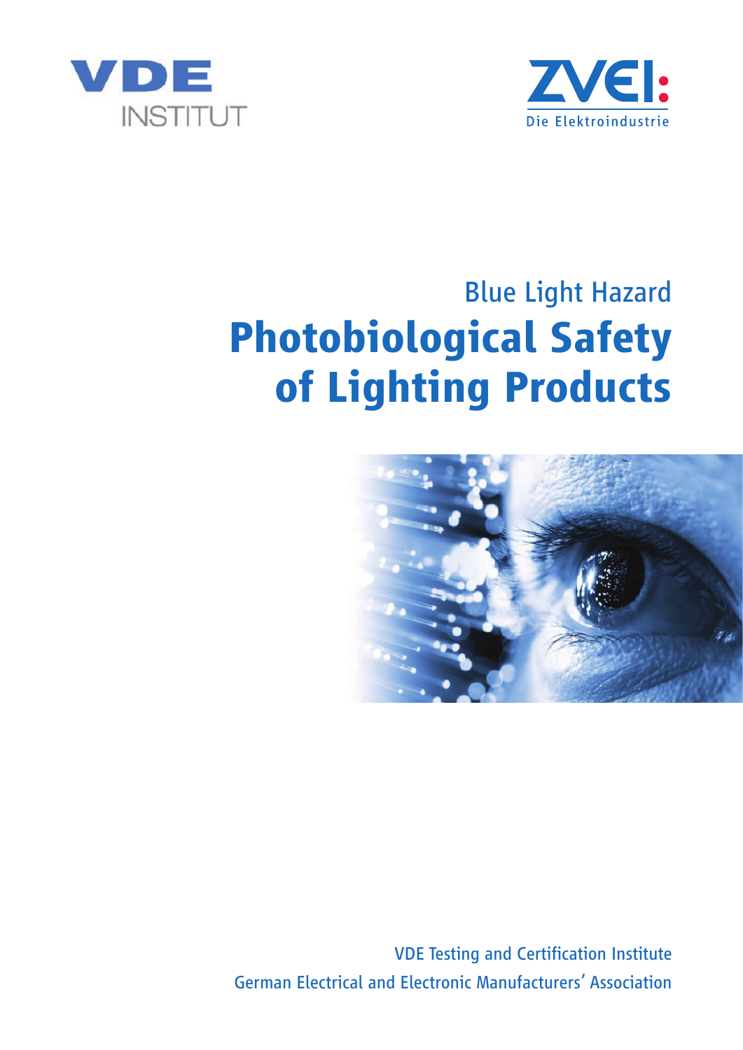VDE INSTITUT

ZVEI: Die Elektroindustrie

Blue Light Hazard

# Photobiological Safety of Lighting Products

VDE Testing and Certification Institute

German Electrical and Electronic Manufacturers' Association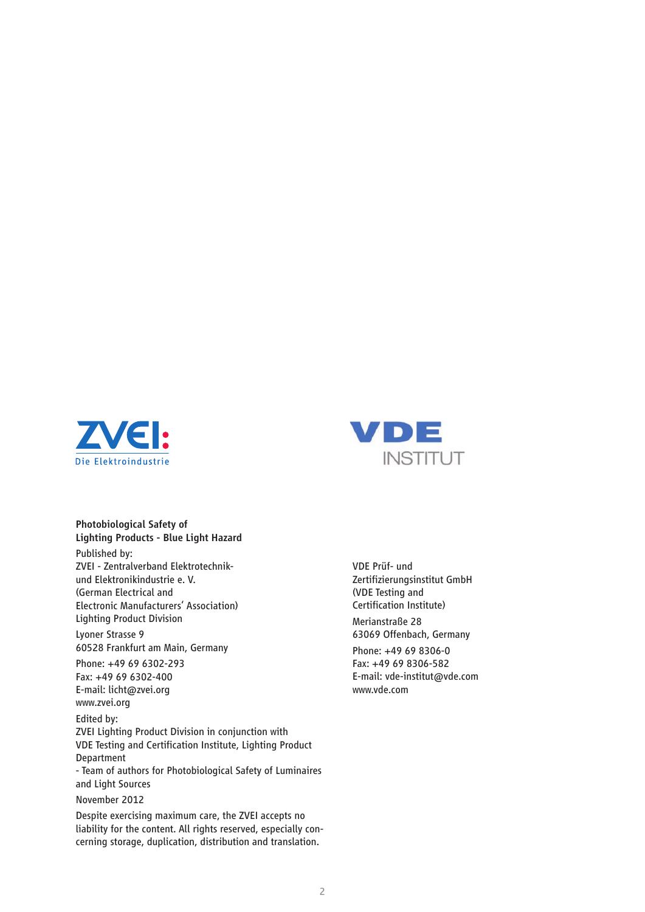ZVEI: Die Elektroindustrie

VDE INSTITUT

**Photobiological Safety of Lighting Products - Blue Light Hazard**

Published by:
ZVEI - Zentralverband Elektrotechnik- und Elektronikindustrie e. V.
(German Electrical and Electronic Manufacturers' Association)
Lighting Product Division

Lyoner Strasse 9
60528 Frankfurt am Main, Germany

Phone: +49 69 6302-293
Fax: +49 69 6302-400
E-mail: licht@zvei.org
www.zvei.org

Edited by:
ZVEI Lighting Product Division in conjunction with VDE Testing and Certification Institute, Lighting Product Department
- Team of authors for Photobiological Safety of Luminaires and Light Sources

November 2012

Despite exercising maximum care, the ZVEI accepts no liability for the content. All rights reserved, especially concerning storage, duplication, distribution and translation.

VDE Prüf- und Zertifizierungsinstitut GmbH
(VDE Testing and Certification Institute)

Merianstraße 28
63069 Offenbach, Germany

Phone: +49 69 8306-0
Fax: +49 69 8306-582
E-mail: vde-institut@vde.com
www.vde.com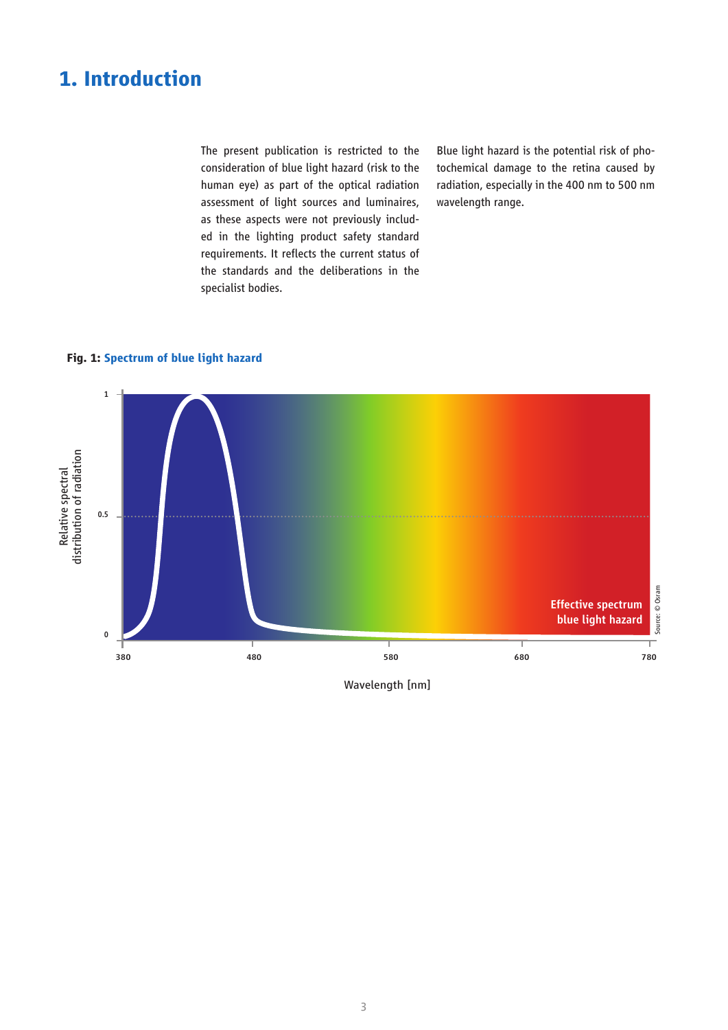# 1. Introduction

The present publication is restricted to the consideration of blue light hazard (risk to the human eye) as part of the optical radiation assessment of light sources and luminaires, as these aspects were not previously included in the lighting product safety standard requirements. It reflects the current status of the standards and the deliberations in the specialist bodies.

Blue light hazard is the potential risk of photochemical damage to the retina caused by radiation, especially in the 400 nm to 500 nm wavelength range.

**Fig. 1:** Spectrum of blue light hazard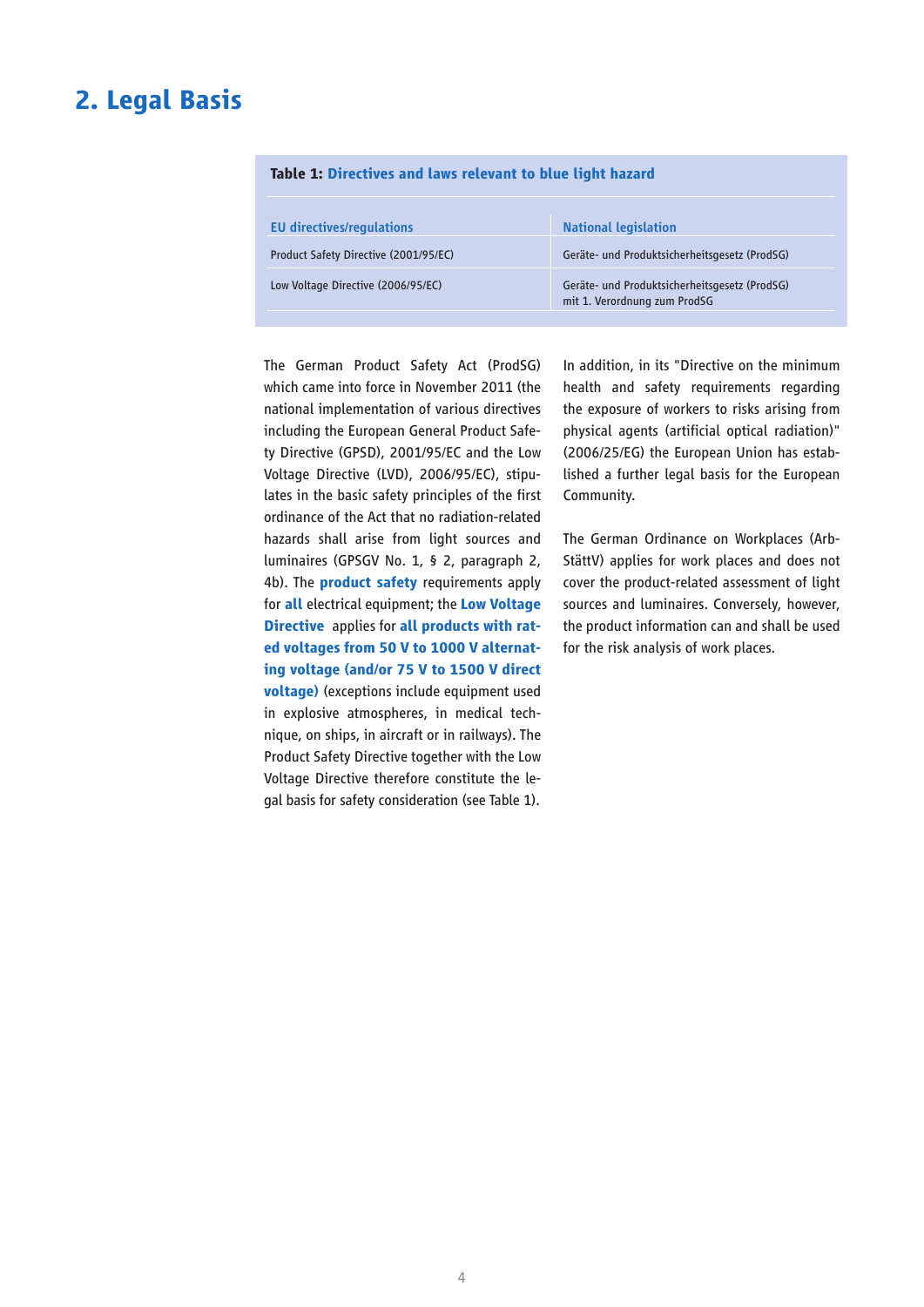# 2. Legal Basis

**Table 1: Directives and laws relevant to blue light hazard**

| EU directives/regulations | National legislation |
|---|---|
| Product Safety Directive (2001/95/EC) | Geräte- und Produktsicherheitsgesetz (ProdSG) |
| Low Voltage Directive (2006/95/EC) | Geräte- und Produktsicherheitsgesetz (ProdSG) mit 1. Verordnung zum ProdSG |

The German Product Safety Act (ProdSG) which came into force in November 2011 (the national implementation of various directives including the European General Product Safety Directive (GPSD), 2001/95/EC and the Low Voltage Directive (LVD), 2006/95/EC), stipulates in the basic safety principles of the first ordinance of the Act that no radiation-related hazards shall arise from light sources and luminaires (GPSGV No. 1, § 2, paragraph 2, 4b). The **product safety** requirements apply for **all** electrical equipment; the **Low Voltage Directive** applies for **all products with rated voltages from 50 V to 1000 V alternating voltage (and/or 75 V to 1500 V direct voltage)** (exceptions include equipment used in explosive atmospheres, in medical technique, on ships, in aircraft or in railways). The Product Safety Directive together with the Low Voltage Directive therefore constitute the legal basis for safety consideration (see Table 1).

In addition, in its "Directive on the minimum health and safety requirements regarding the exposure of workers to risks arising from physical agents (artificial optical radiation)" (2006/25/EG) the European Union has established a further legal basis for the European Community.

The German Ordinance on Workplaces (ArbStättV) applies for work places and does not cover the product-related assessment of light sources and luminaires. Conversely, however, the product information can and shall be used for the risk analysis of work places.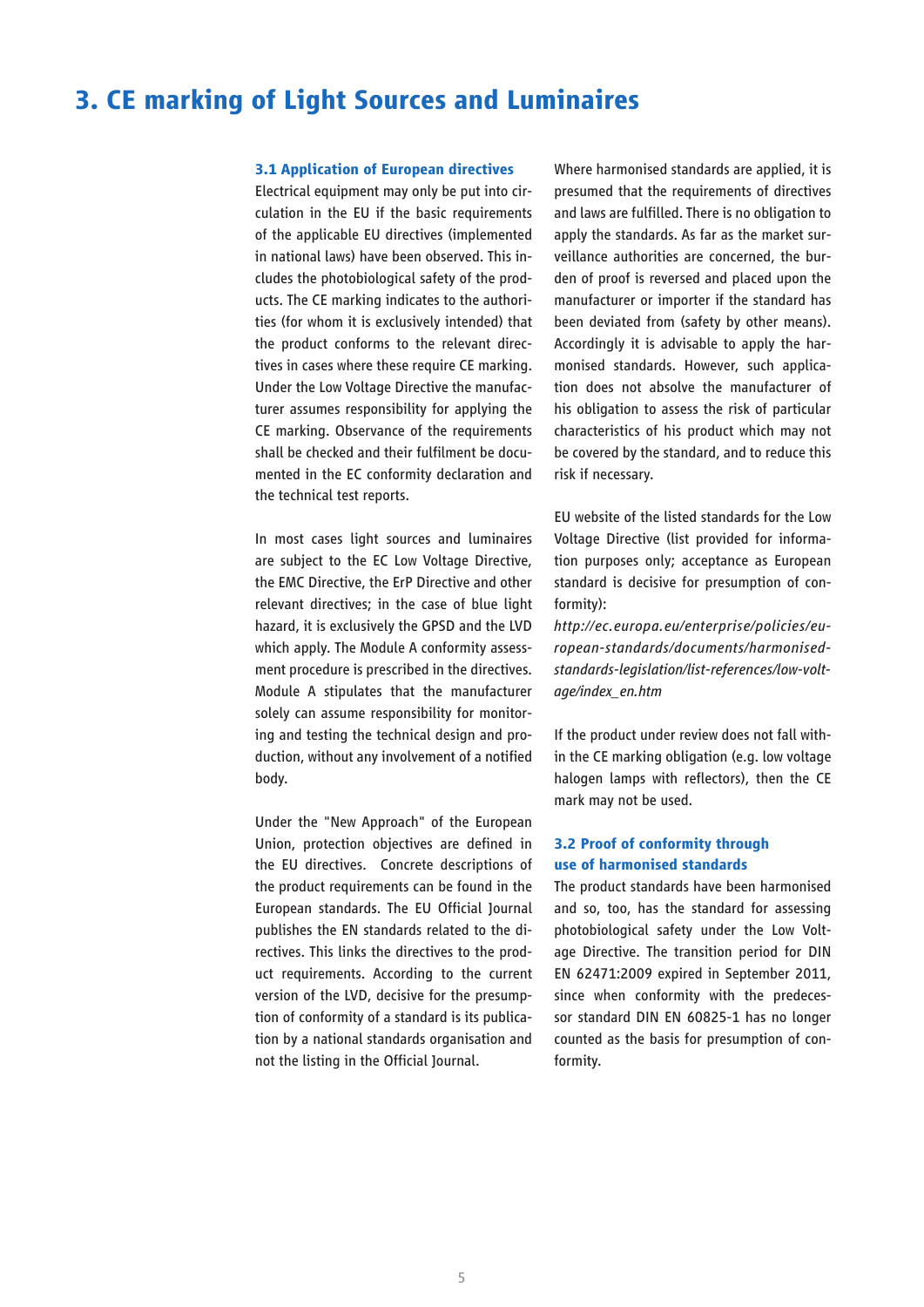# 3. CE marking of Light Sources and Luminaires

## 3.1 Application of European directives

Electrical equipment may only be put into circulation in the EU if the basic requirements of the applicable EU directives (implemented in national laws) have been observed. This includes the photobiological safety of the products. The CE marking indicates to the authorities (for whom it is exclusively intended) that the product conforms to the relevant directives in cases where these require CE marking. Under the Low Voltage Directive the manufacturer assumes responsibility for applying the CE marking. Observance of the requirements shall be checked and their fulfilment be documented in the EC conformity declaration and the technical test reports.

In most cases light sources and luminaires are subject to the EC Low Voltage Directive, the EMC Directive, the ErP Directive and other relevant directives; in the case of blue light hazard, it is exclusively the GPSD and the LVD which apply. The Module A conformity assessment procedure is prescribed in the directives. Module A stipulates that the manufacturer solely can assume responsibility for monitoring and testing the technical design and production, without any involvement of a notified body.

Under the "New Approach" of the European Union, protection objectives are defined in the EU directives. Concrete descriptions of the product requirements can be found in the European standards. The EU Official Journal publishes the EN standards related to the directives. This links the directives to the product requirements. According to the current version of the LVD, decisive for the presumption of conformity of a standard is its publication by a national standards organisation and not the listing in the Official Journal.

Where harmonised standards are applied, it is presumed that the requirements of directives and laws are fulfilled. There is no obligation to apply the standards. As far as the market surveillance authorities are concerned, the burden of proof is reversed and placed upon the manufacturer or importer if the standard has been deviated from (safety by other means). Accordingly it is advisable to apply the harmonised standards. However, such application does not absolve the manufacturer of his obligation to assess the risk of particular characteristics of his product which may not be covered by the standard, and to reduce this risk if necessary.

EU website of the listed standards for the Low Voltage Directive (list provided for information purposes only; acceptance as European standard is decisive for presumption of conformity):

*http://ec.europa.eu/enterprise/policies/european-standards/documents/harmonised-standards-legislation/list-references/low-voltage/index_en.htm*

If the product under review does not fall within the CE marking obligation (e.g. low voltage halogen lamps with reflectors), then the CE mark may not be used.

## 3.2 Proof of conformity through use of harmonised standards

The product standards have been harmonised and so, too, has the standard for assessing photobiological safety under the Low Voltage Directive. The transition period for DIN EN 62471:2009 expired in September 2011, since when conformity with the predecessor standard DIN EN 60825-1 has no longer counted as the basis for presumption of conformity.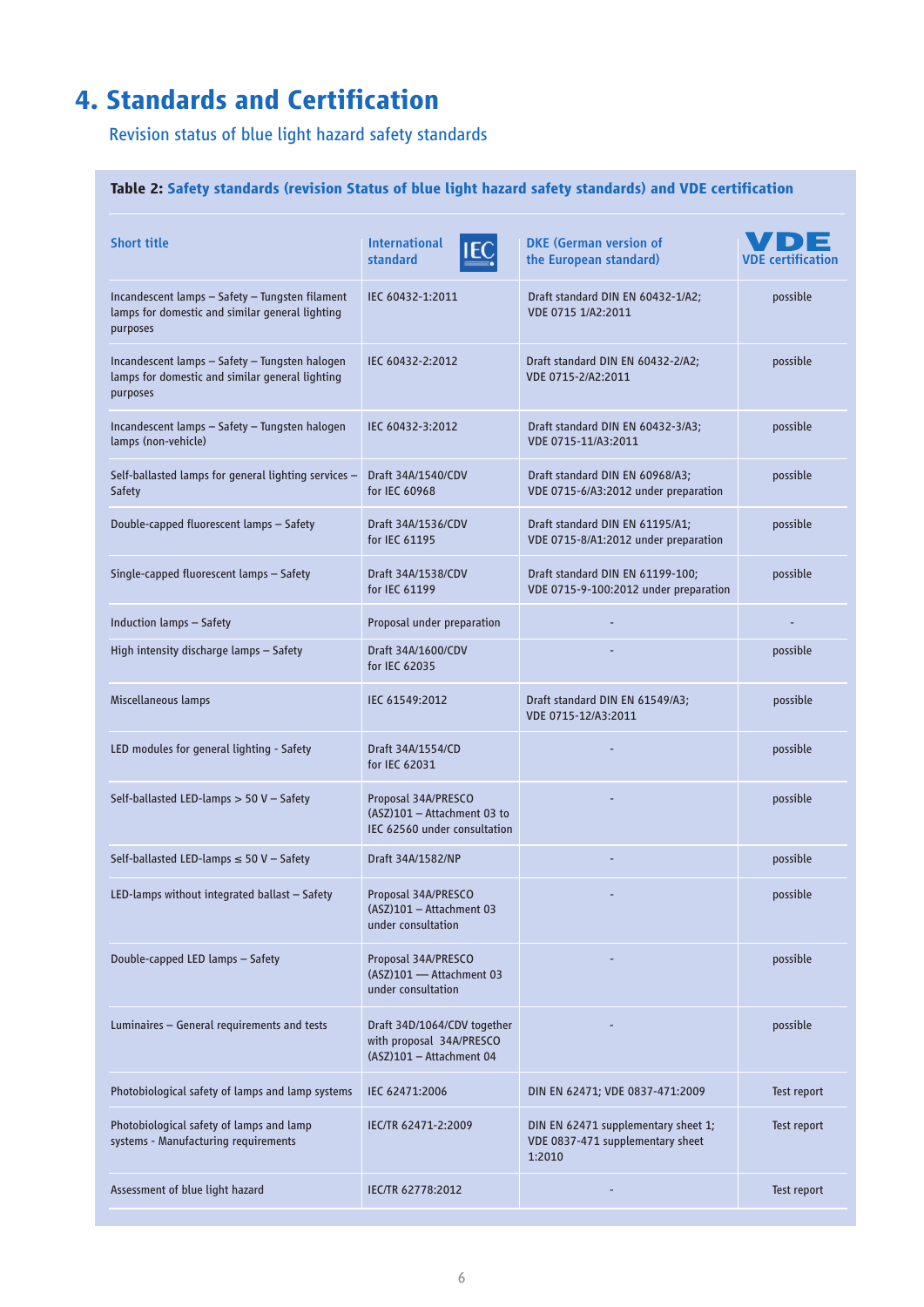# 4. Standards and Certification

## Revision status of blue light hazard safety standards

**Table 2: Safety standards (revision Status of blue light hazard safety standards) and VDE certification**

| Short title | International standard | DKE (German version of the European standard) | VDE certification |
|---|---|---|---|
| Incandescent lamps – Safety – Tungsten filament lamps for domestic and similar general lighting purposes | IEC 60432-1:2011 | Draft standard DIN EN 60432-1/A2; VDE 0715 1/A2:2011 | possible |
| Incandescent lamps – Safety – Tungsten halogen lamps for domestic and similar general lighting purposes | IEC 60432-2:2012 | Draft standard DIN EN 60432-2/A2; VDE 0715-2/A2:2011 | possible |
| Incandescent lamps – Safety – Tungsten halogen lamps (non-vehicle) | IEC 60432-3:2012 | Draft standard DIN EN 60432-3/A3; VDE 0715-11/A3:2011 | possible |
| Self-ballasted lamps for general lighting services – Safety | Draft 34A/1540/CDV for IEC 60968 | Draft standard DIN EN 60968/A3; VDE 0715-6/A3:2012 under preparation | possible |
| Double-capped fluorescent lamps – Safety | Draft 34A/1536/CDV for IEC 61195 | Draft standard DIN EN 61195/A1; VDE 0715-8/A1:2012 under preparation | possible |
| Single-capped fluorescent lamps – Safety | Draft 34A/1538/CDV for IEC 61199 | Draft standard DIN EN 61199-100; VDE 0715-9-100:2012 under preparation | possible |
| Induction lamps – Safety | Proposal under preparation | - | - |
| High intensity discharge lamps – Safety | Draft 34A/1600/CDV for IEC 62035 | - | possible |
| Miscellaneous lamps | IEC 61549:2012 | Draft standard DIN EN 61549/A3; VDE 0715-12/A3:2011 | possible |
| LED modules for general lighting - Safety | Draft 34A/1554/CD for IEC 62031 | - | possible |
| Self-ballasted LED-lamps > 50 V – Safety | Proposal 34A/PRESCO (ASZ)101 – Attachment 03 to IEC 62560 under consultation | - | possible |
| Self-ballasted LED-lamps ≤ 50 V – Safety | Draft 34A/1582/NP | - | possible |
| LED-lamps without integrated ballast – Safety | Proposal 34A/PRESCO (ASZ)101 – Attachment 03 under consultation | - | possible |
| Double-capped LED lamps – Safety | Proposal 34A/PRESCO (ASZ)101 — Attachment 03 under consultation | - | possible |
| Luminaires – General requirements and tests | Draft 34D/1064/CDV together with proposal 34A/PRESCO (ASZ)101 – Attachment 04 | - | possible |
| Photobiological safety of lamps and lamp systems | IEC 62471:2006 | DIN EN 62471; VDE 0837-471:2009 | Test report |
| Photobiological safety of lamps and lamp systems - Manufacturing requirements | IEC/TR 62471-2:2009 | DIN EN 62471 supplementary sheet 1; VDE 0837-471 supplementary sheet 1:2010 | Test report |
| Assessment of blue light hazard | IEC/TR 62778:2012 | - | Test report |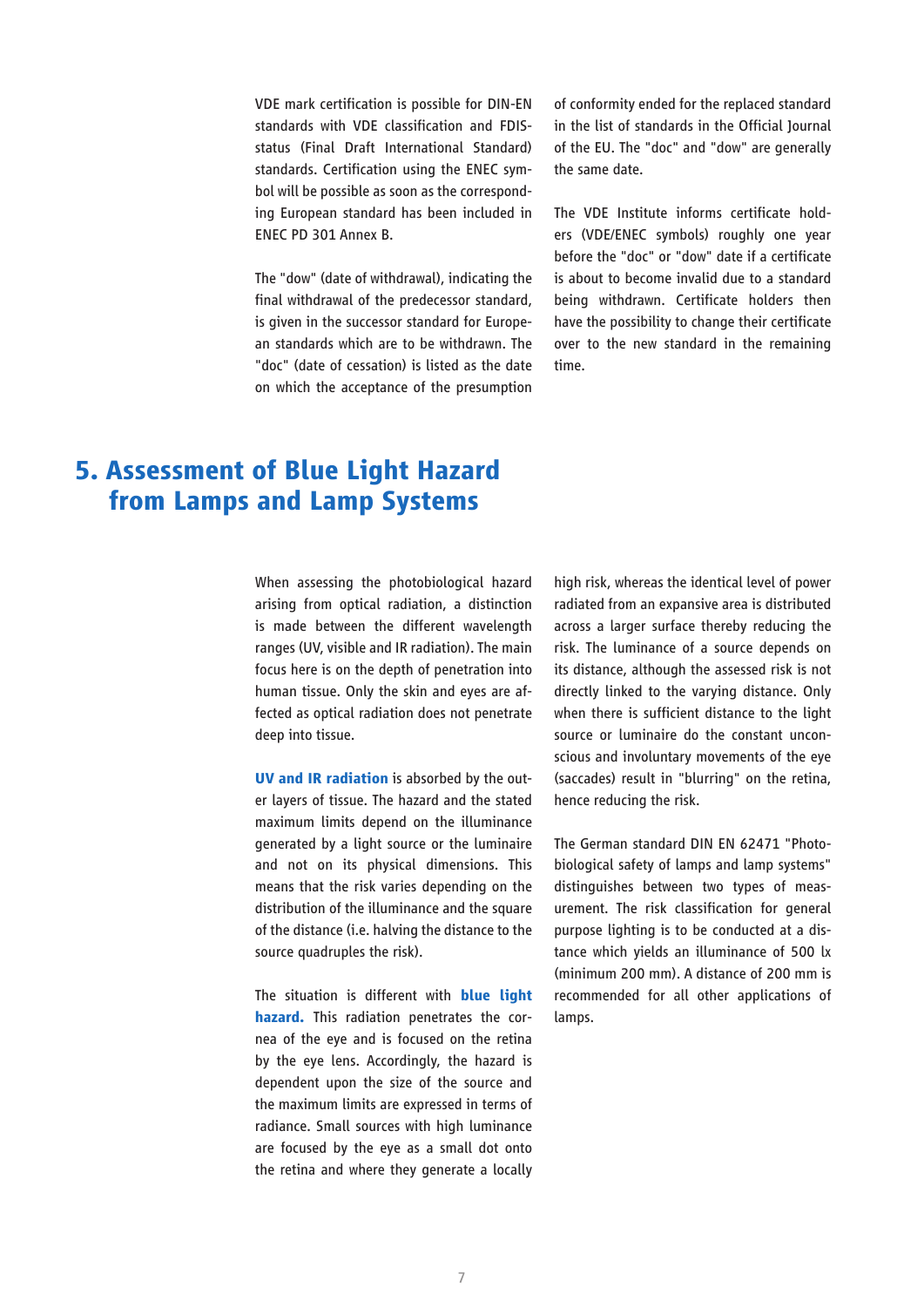VDE mark certification is possible for DIN-EN standards with VDE classification and FDIS-status (Final Draft International Standard) standards. Certification using the ENEC symbol will be possible as soon as the corresponding European standard has been included in ENEC PD 301 Annex B.

The "dow" (date of withdrawal), indicating the final withdrawal of the predecessor standard, is given in the successor standard for European standards which are to be withdrawn. The "doc" (date of cessation) is listed as the date on which the acceptance of the presumption of conformity ended for the replaced standard in the list of standards in the Official Journal of the EU. The "doc" and "dow" are generally the same date.

The VDE Institute informs certificate holders (VDE/ENEC symbols) roughly one year before the "doc" or "dow" date if a certificate is about to become invalid due to a standard being withdrawn. Certificate holders then have the possibility to change their certificate over to the new standard in the remaining time.

# 5. Assessment of Blue Light Hazard from Lamps and Lamp Systems

When assessing the photobiological hazard arising from optical radiation, a distinction is made between the different wavelength ranges (UV, visible and IR radiation). The main focus here is on the depth of penetration into human tissue. Only the skin and eyes are affected as optical radiation does not penetrate deep into tissue.

**UV and IR radiation** is absorbed by the outer layers of tissue. The hazard and the stated maximum limits depend on the illuminance generated by a light source or the luminaire and not on its physical dimensions. This means that the risk varies depending on the distribution of the illuminance and the square of the distance (i.e. halving the distance to the source quadruples the risk).

The situation is different with **blue light hazard.** This radiation penetrates the cornea of the eye and is focused on the retina by the eye lens. Accordingly, the hazard is dependent upon the size of the source and the maximum limits are expressed in terms of radiance. Small sources with high luminance are focused by the eye as a small dot onto the retina and where they generate a locally high risk, whereas the identical level of power radiated from an expansive area is distributed across a larger surface thereby reducing the risk. The luminance of a source depends on its distance, although the assessed risk is not directly linked to the varying distance. Only when there is sufficient distance to the light source or luminaire do the constant unconscious and involuntary movements of the eye (saccades) result in "blurring" on the retina, hence reducing the risk.

The German standard DIN EN 62471 "Photobiological safety of lamps and lamp systems" distinguishes between two types of measurement. The risk classification for general purpose lighting is to be conducted at a distance which yields an illuminance of 500 lx (minimum 200 mm). A distance of 200 mm is recommended for all other applications of lamps.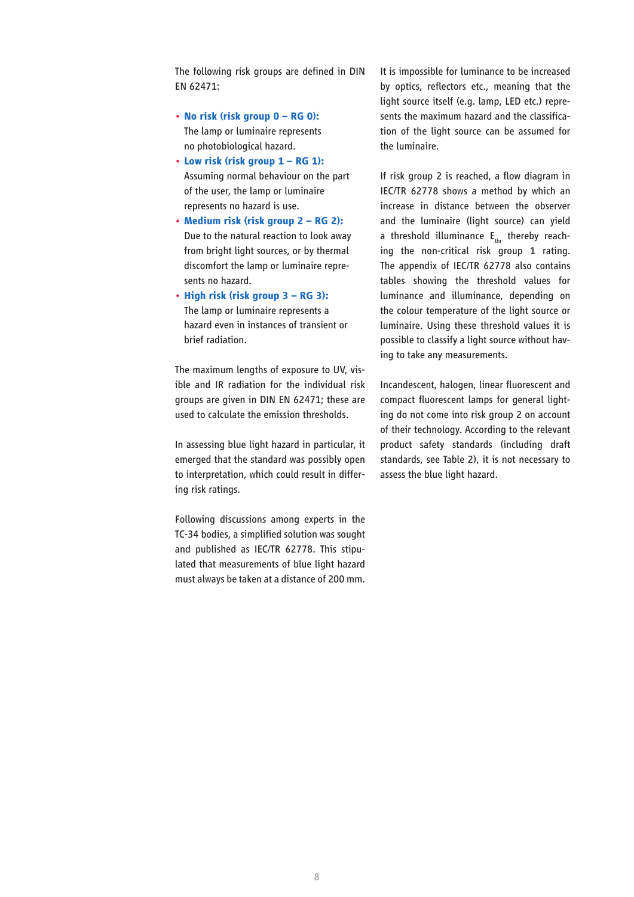The following risk groups are defined in DIN EN 62471:

- **No risk (risk group 0 – RG 0):**
  The lamp or luminaire represents no photobiological hazard.
- **Low risk (risk group 1 – RG 1):**
  Assuming normal behaviour on the part of the user, the lamp or luminaire represents no hazard is use.
- **Medium risk (risk group 2 – RG 2):**
  Due to the natural reaction to look away from bright light sources, or by thermal discomfort the lamp or luminaire represents no hazard.
- **High risk (risk group 3 – RG 3):**
  The lamp or luminaire represents a hazard even in instances of transient or brief radiation.

The maximum lengths of exposure to UV, visible and IR radiation for the individual risk groups are given in DIN EN 62471; these are used to calculate the emission thresholds.

In assessing blue light hazard in particular, it emerged that the standard was possibly open to interpretation, which could result in differing risk ratings.

Following discussions among experts in the TC-34 bodies, a simplified solution was sought and published as IEC/TR 62778. This stipulated that measurements of blue light hazard must always be taken at a distance of 200 mm.

It is impossible for luminance to be increased by optics, reflectors etc., meaning that the light source itself (e.g. lamp, LED etc.) represents the maximum hazard and the classification of the light source can be assumed for the luminaire.

If risk group 2 is reached, a flow diagram in IEC/TR 62778 shows a method by which an increase in distance between the observer and the luminaire (light source) can yield a threshold illuminance $E_{thr}$ thereby reaching the non-critical risk group 1 rating. The appendix of IEC/TR 62778 also contains tables showing the threshold values for luminance and illuminance, depending on the colour temperature of the light source or luminaire. Using these threshold values it is possible to classify a light source without having to take any measurements.

Incandescent, halogen, linear fluorescent and compact fluorescent lamps for general lighting do not come into risk group 2 on account of their technology. According to the relevant product safety standards (including draft standards, see Table 2), it is not necessary to assess the blue light hazard.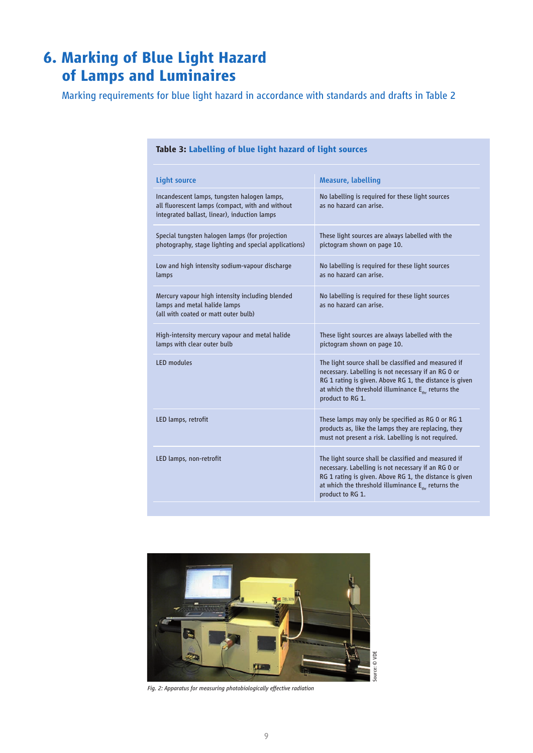# 6. Marking of Blue Light Hazard of Lamps and Luminaires

Marking requirements for blue light hazard in accordance with standards and drafts in Table 2

**Table 3: Labelling of blue light hazard of light sources**

| Light source | Measure, labelling |
|---|---|
| Incandescent lamps, tungsten halogen lamps, all fluorescent lamps (compact, with and without integrated ballast, linear), induction lamps | No labelling is required for these light sources as no hazard can arise. |
| Special tungsten halogen lamps (for projection photography, stage lighting and special applications) | These light sources are always labelled with the pictogram shown on page 10. |
| Low and high intensity sodium-vapour discharge lamps | No labelling is required for these light sources as no hazard can arise. |
| Mercury vapour high intensity including blended lamps and metal halide lamps (all with coated or matt outer bulb) | No labelling is required for these light sources as no hazard can arise. |
| High-intensity mercury vapour and metal halide lamps with clear outer bulb | These light sources are always labelled with the pictogram shown on page 10. |
| LED modules | The light source shall be classified and measured if necessary. Labelling is not necessary if an RG 0 or RG 1 rating is given. Above RG 1, the distance is given at which the threshold illuminance $E_{thr}$ returns the product to RG 1. |
| LED lamps, retrofit | These lamps may only be specified as RG 0 or RG 1 products as, like the lamps they are replacing, they must not present a risk. Labelling is not required. |
| LED lamps, non-retrofit | The light source shall be classified and measured if necessary. Labelling is not necessary if an RG 0 or RG 1 rating is given. Above RG 1, the distance is given at which the threshold illuminance $E_{thr}$ returns the product to RG 1. |

Source: © VDE

*Fig. 2: Apparatus for measuring photobiologically effective radiation*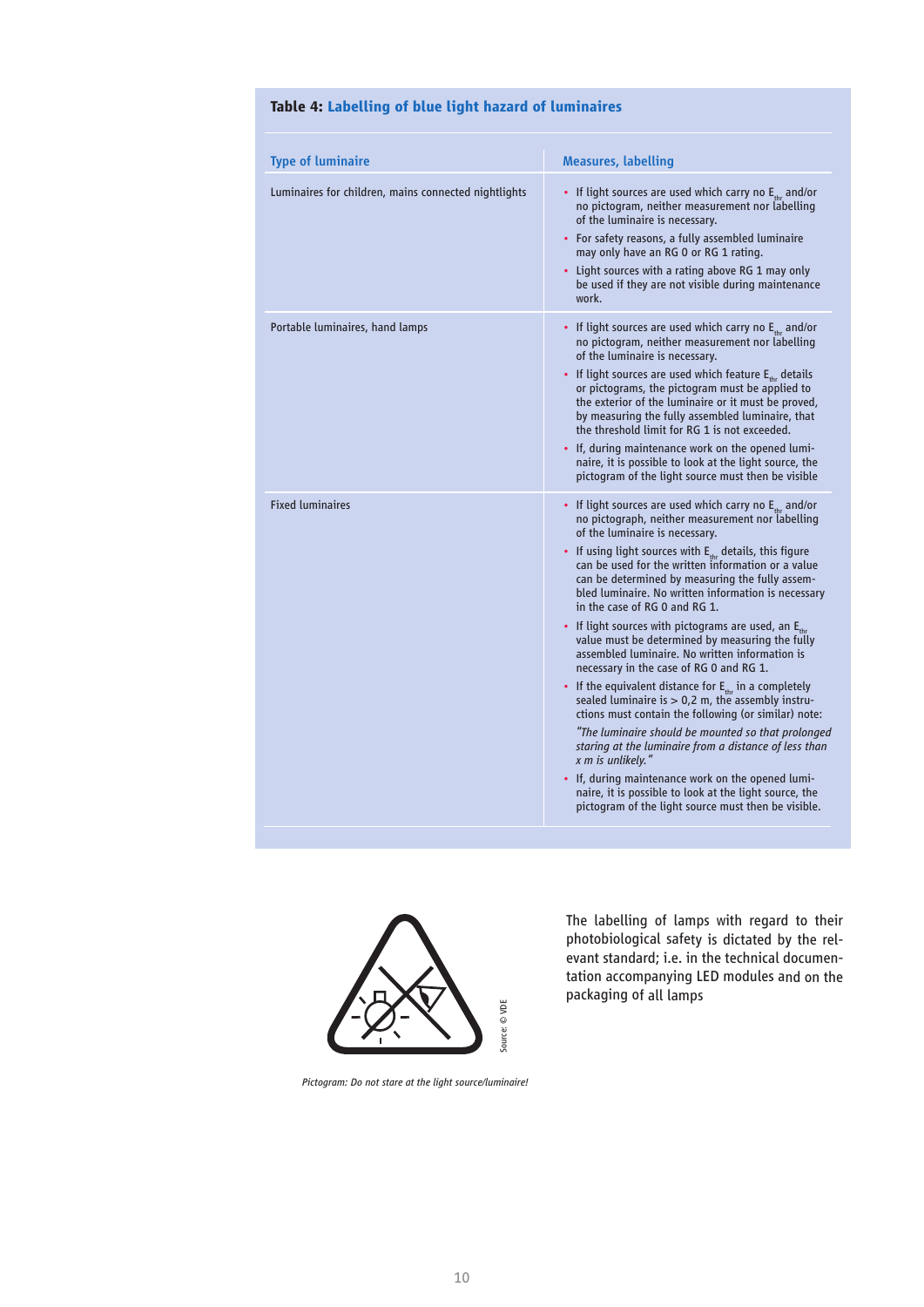**Table 4: Labelling of blue light hazard of luminaires**

| Type of luminaire | Measures, labelling |
|---|---|
| Luminaires for children, mains connected nightlights | • If light sources are used which carry no $E_{thr}$ and/or no pictogram, neither measurement nor labelling of the luminaire is necessary.<br>• For safety reasons, a fully assembled luminaire may only have an RG 0 or RG 1 rating.<br>• Light sources with a rating above RG 1 may only be used if they are not visible during maintenance work. |
| Portable luminaires, hand lamps | • If light sources are used which carry no $E_{thr}$ and/or no pictogram, neither measurement nor labelling of the luminaire is necessary.<br>• If light sources are used which feature $E_{thr}$ details or pictograms, the pictogram must be applied to the exterior of the luminaire or it must be proved, by measuring the fully assembled luminaire, that the threshold limit for RG 1 is not exceeded.<br>• If, during maintenance work on the opened luminaire, it is possible to look at the light source, the pictogram of the light source must then be visible |
| Fixed luminaires | • If light sources are used which carry no $E_{thr}$ and/or no pictograph, neither measurement nor labelling of the luminaire is necessary.<br>• If using light sources with $E_{thr}$ details, this figure can be used for the written information or a value can be determined by measuring the fully assembled luminaire. No written information is necessary in the case of RG 0 and RG 1.<br>• If light sources with pictograms are used, an $E_{thr}$ value must be determined by measuring the fully assembled luminaire. No written information is necessary in the case of RG 0 and RG 1.<br>• If the equivalent distance for $E_{thr}$ in a completely sealed luminaire is > 0,2 m, the assembly instructions must contain the following (or similar) note: *"The luminaire should be mounted so that prolonged staring at the luminaire from a distance of less than x m is unlikely."*<br>• If, during maintenance work on the opened luminaire, it is possible to look at the light source, the pictogram of the light source must then be visible. |

Source: © VDE

*Pictogram: Do not stare at the light source/luminaire!*

The labelling of lamps with regard to their photobiological safety is dictated by the relevant standard; i.e. in the technical documentation accompanying LED modules and on the packaging of all lamps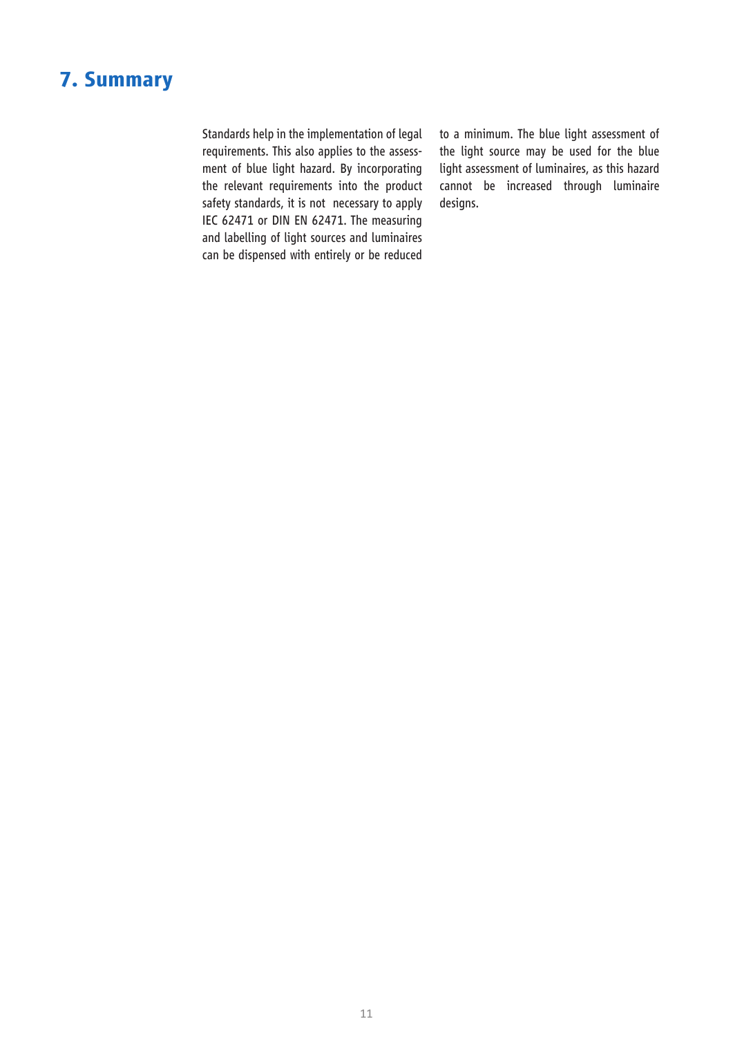# 7. Summary

Standards help in the implementation of legal requirements. This also applies to the assessment of blue light hazard. By incorporating the relevant requirements into the product safety standards, it is not necessary to apply IEC 62471 or DIN EN 62471. The measuring and labelling of light sources and luminaires can be dispensed with entirely or be reduced to a minimum. The blue light assessment of the light source may be used for the blue light assessment of luminaires, as this hazard cannot be increased through luminaire designs.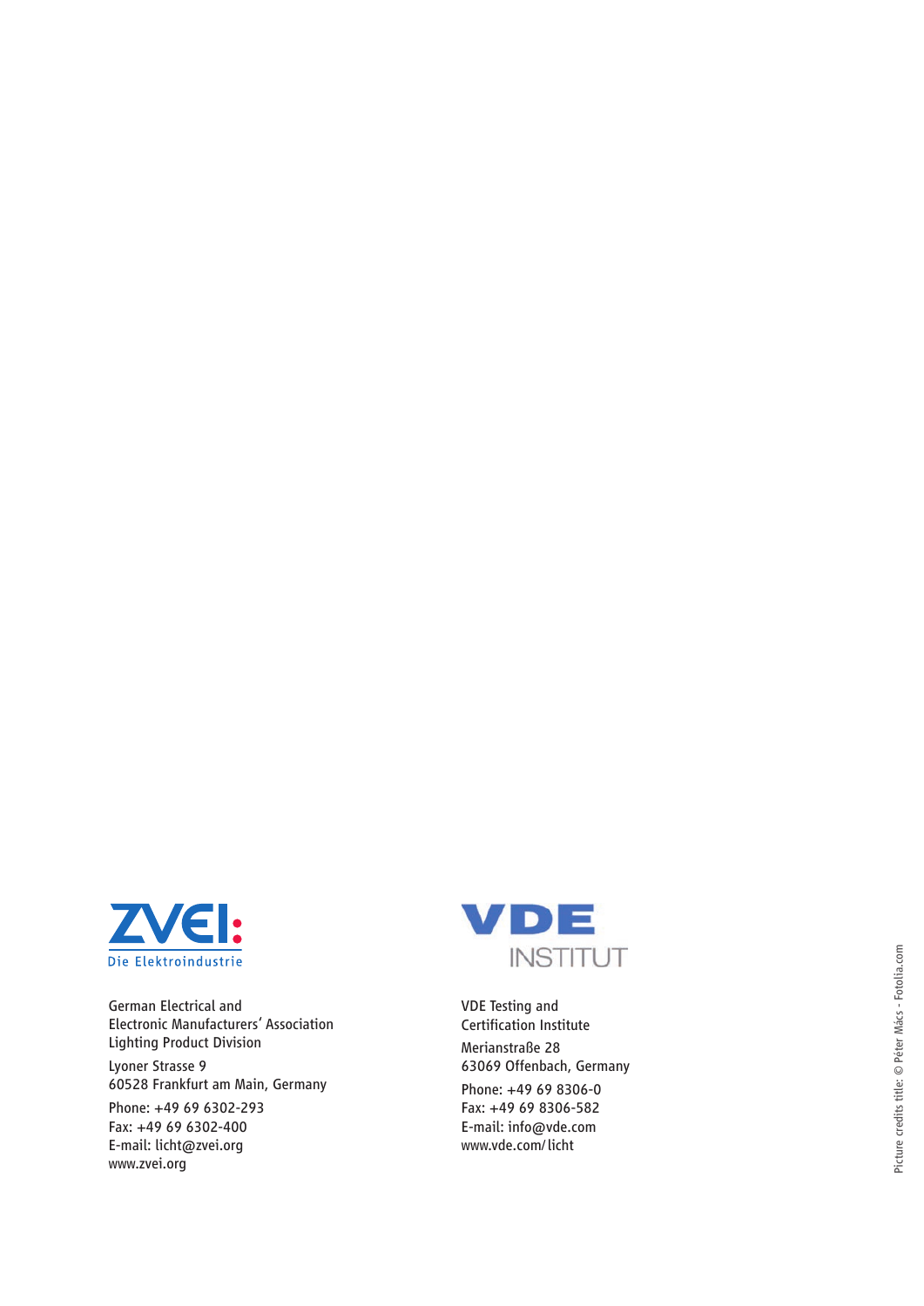ZVEI:
Die Elektroindustrie

German Electrical and
Electronic Manufacturers' Association
Lighting Product Division

Lyoner Strasse 9
60528 Frankfurt am Main, Germany

Phone: +49 69 6302-293
Fax: +49 69 6302-400
E-mail: licht@zvei.org
www.zvei.org

VDE
INSTITUT

VDE Testing and
Certification Institute

Merianstraße 28
63069 Offenbach, Germany

Phone: +49 69 8306-0
Fax: +49 69 8306-582
E-mail: info@vde.com
www.vde.com/licht

Picture credits title: © Péter Mács - Fotolia.com